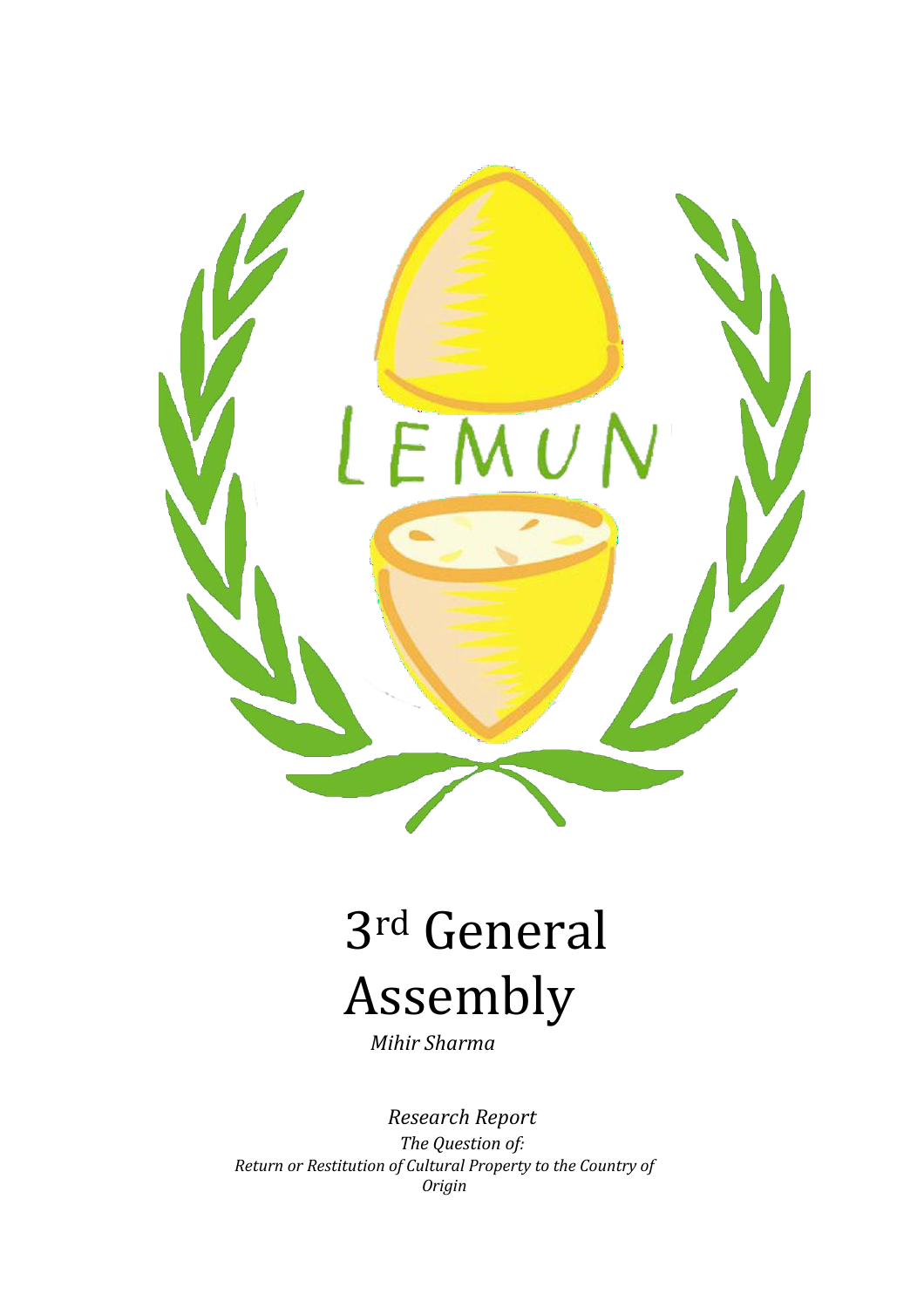LEMUN

# 3rd General Assembly

*Mihir Sharma*

*Research Report*

*The Question of:*
*Return or Restitution of Cultural Property to the Country of Origin*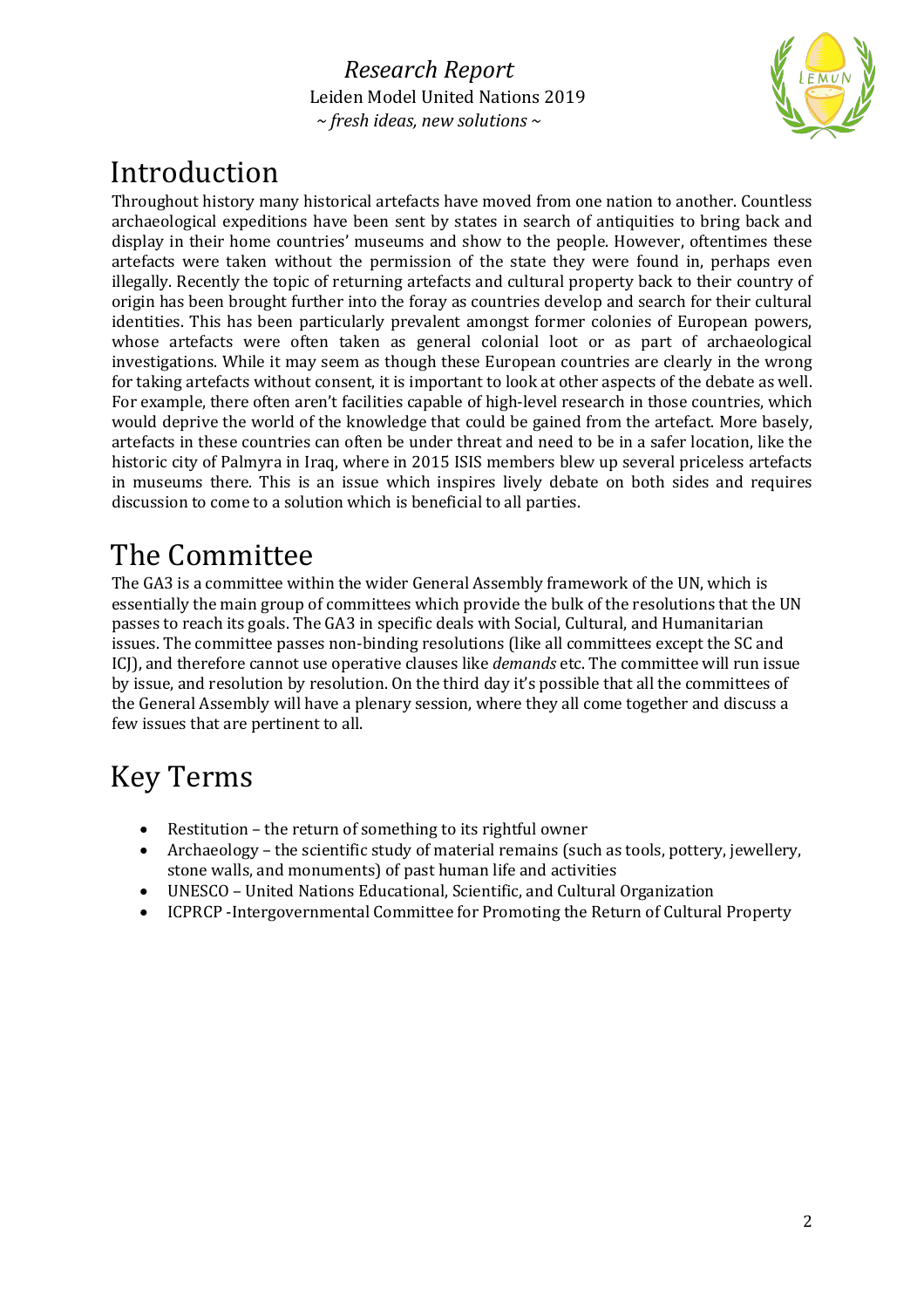# Introduction

Throughout history many historical artefacts have moved from one nation to another. Countless archaeological expeditions have been sent by states in search of antiquities to bring back and display in their home countries' museums and show to the people. However, oftentimes these artefacts were taken without the permission of the state they were found in, perhaps even illegally. Recently the topic of returning artefacts and cultural property back to their country of origin has been brought further into the foray as countries develop and search for their cultural identities. This has been particularly prevalent amongst former colonies of European powers, whose artefacts were often taken as general colonial loot or as part of archaeological investigations. While it may seem as though these European countries are clearly in the wrong for taking artefacts without consent, it is important to look at other aspects of the debate as well. For example, there often aren't facilities capable of high-level research in those countries, which would deprive the world of the knowledge that could be gained from the artefact. More basely, artefacts in these countries can often be under threat and need to be in a safer location, like the historic city of Palmyra in Iraq, where in 2015 ISIS members blew up several priceless artefacts in museums there. This is an issue which inspires lively debate on both sides and requires discussion to come to a solution which is beneficial to all parties.

# The Committee

The GA3 is a committee within the wider General Assembly framework of the UN, which is essentially the main group of committees which provide the bulk of the resolutions that the UN passes to reach its goals. The GA3 in specific deals with Social, Cultural, and Humanitarian issues. The committee passes non-binding resolutions (like all committees except the SC and ICJ), and therefore cannot use operative clauses like *demands* etc. The committee will run issue by issue, and resolution by resolution. On the third day it's possible that all the committees of the General Assembly will have a plenary session, where they all come together and discuss a few issues that are pertinent to all.

# Key Terms

- Restitution – the return of something to its rightful owner
- Archaeology – the scientific study of material remains (such as tools, pottery, jewellery, stone walls, and monuments) of past human life and activities
- UNESCO – United Nations Educational, Scientific, and Cultural Organization
- ICPRCP -Intergovernmental Committee for Promoting the Return of Cultural Property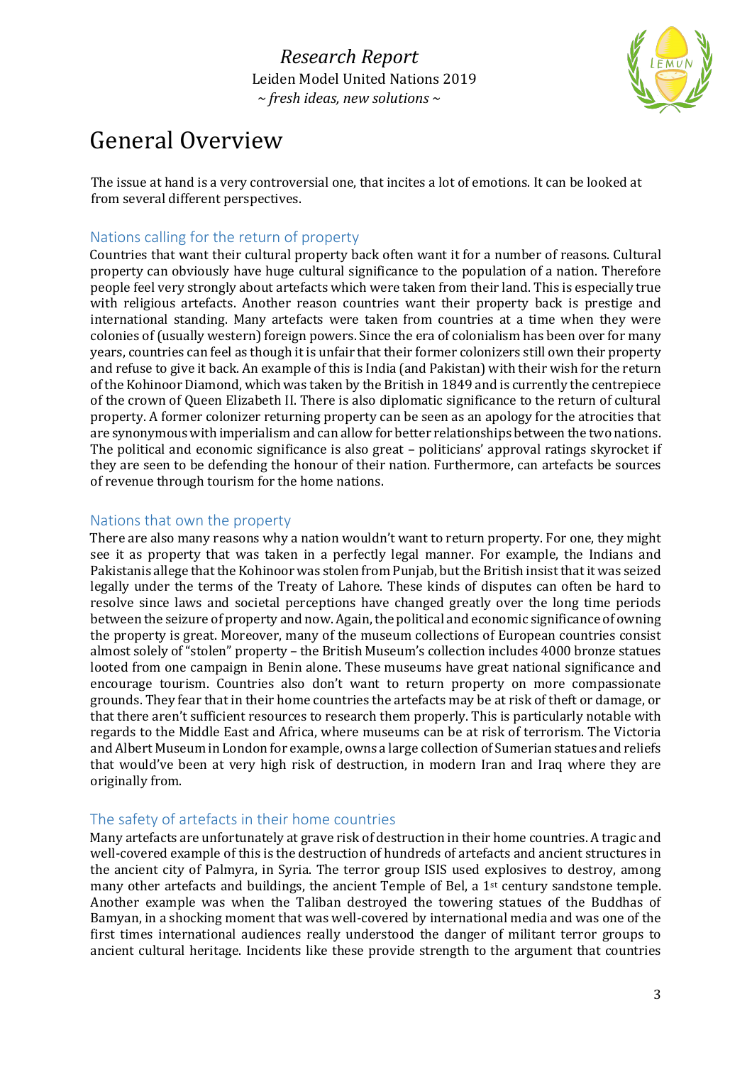# General Overview

The issue at hand is a very controversial one, that incites a lot of emotions. It can be looked at from several different perspectives.

## Nations calling for the return of property

Countries that want their cultural property back often want it for a number of reasons. Cultural property can obviously have huge cultural significance to the population of a nation. Therefore people feel very strongly about artefacts which were taken from their land. This is especially true with religious artefacts. Another reason countries want their property back is prestige and international standing. Many artefacts were taken from countries at a time when they were colonies of (usually western) foreign powers. Since the era of colonialism has been over for many years, countries can feel as though it is unfair that their former colonizers still own their property and refuse to give it back. An example of this is India (and Pakistan) with their wish for the return of the Kohinoor Diamond, which was taken by the British in 1849 and is currently the centrepiece of the crown of Queen Elizabeth II. There is also diplomatic significance to the return of cultural property. A former colonizer returning property can be seen as an apology for the atrocities that are synonymous with imperialism and can allow for better relationships between the two nations. The political and economic significance is also great – politicians' approval ratings skyrocket if they are seen to be defending the honour of their nation. Furthermore, can artefacts be sources of revenue through tourism for the home nations.

## Nations that own the property

There are also many reasons why a nation wouldn't want to return property. For one, they might see it as property that was taken in a perfectly legal manner. For example, the Indians and Pakistanis allege that the Kohinoor was stolen from Punjab, but the British insist that it was seized legally under the terms of the Treaty of Lahore. These kinds of disputes can often be hard to resolve since laws and societal perceptions have changed greatly over the long time periods between the seizure of property and now. Again, the political and economic significance of owning the property is great. Moreover, many of the museum collections of European countries consist almost solely of "stolen" property – the British Museum's collection includes 4000 bronze statues looted from one campaign in Benin alone. These museums have great national significance and encourage tourism. Countries also don't want to return property on more compassionate grounds. They fear that in their home countries the artefacts may be at risk of theft or damage, or that there aren't sufficient resources to research them properly. This is particularly notable with regards to the Middle East and Africa, where museums can be at risk of terrorism. The Victoria and Albert Museum in London for example, owns a large collection of Sumerian statues and reliefs that would've been at very high risk of destruction, in modern Iran and Iraq where they are originally from.

## The safety of artefacts in their home countries

Many artefacts are unfortunately at grave risk of destruction in their home countries. A tragic and well-covered example of this is the destruction of hundreds of artefacts and ancient structures in the ancient city of Palmyra, in Syria. The terror group ISIS used explosives to destroy, among many other artefacts and buildings, the ancient Temple of Bel, a 1st century sandstone temple. Another example was when the Taliban destroyed the towering statues of the Buddhas of Bamyan, in a shocking moment that was well-covered by international media and was one of the first times international audiences really understood the danger of militant terror groups to ancient cultural heritage. Incidents like these provide strength to the argument that countries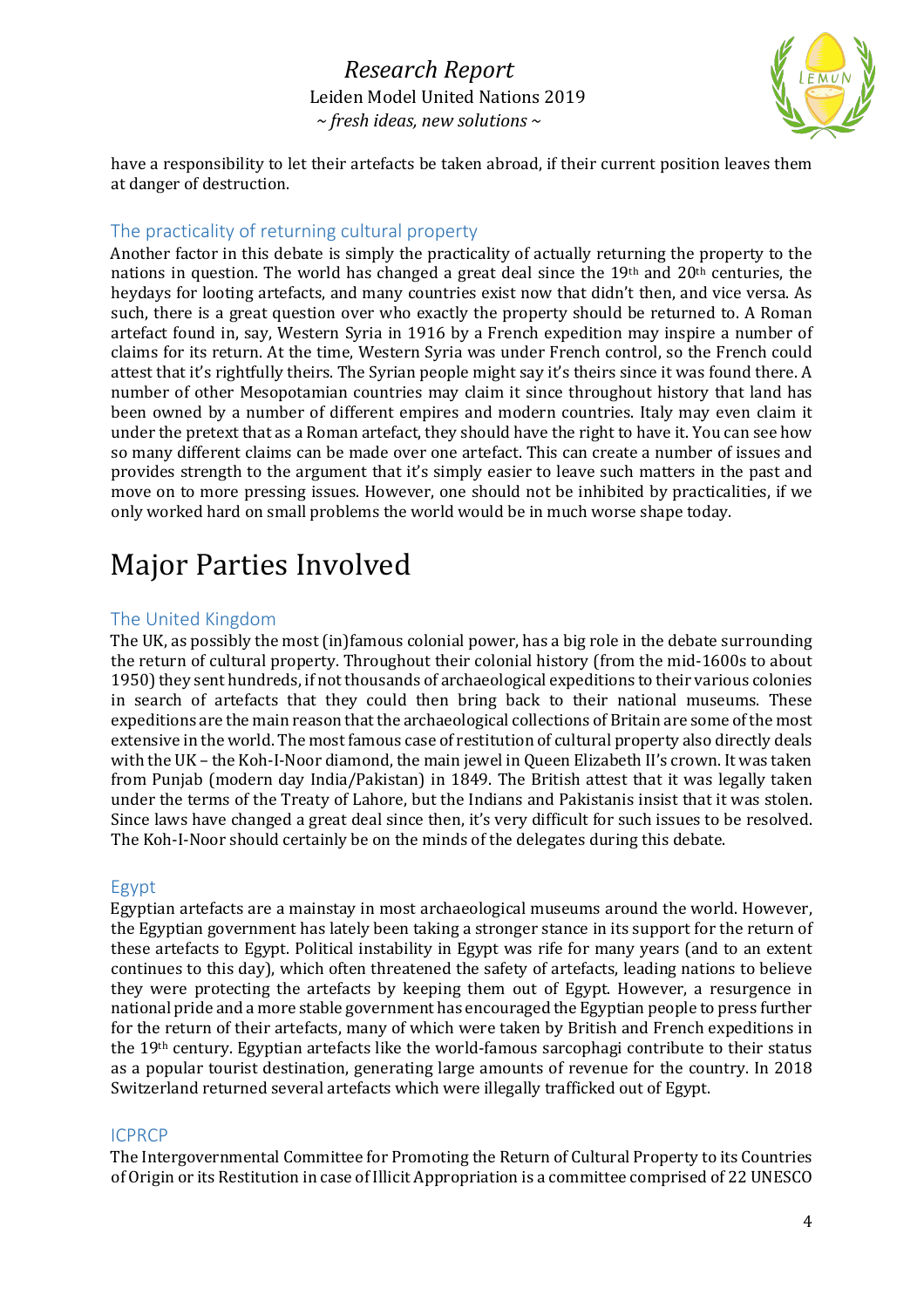have a responsibility to let their artefacts be taken abroad, if their current position leaves them at danger of destruction.

### The practicality of returning cultural property

Another factor in this debate is simply the practicality of actually returning the property to the nations in question. The world has changed a great deal since the 19th and 20th centuries, the heydays for looting artefacts, and many countries exist now that didn't then, and vice versa. As such, there is a great question over who exactly the property should be returned to. A Roman artefact found in, say, Western Syria in 1916 by a French expedition may inspire a number of claims for its return. At the time, Western Syria was under French control, so the French could attest that it's rightfully theirs. The Syrian people might say it's theirs since it was found there. A number of other Mesopotamian countries may claim it since throughout history that land has been owned by a number of different empires and modern countries. Italy may even claim it under the pretext that as a Roman artefact, they should have the right to have it. You can see how so many different claims can be made over one artefact. This can create a number of issues and provides strength to the argument that it's simply easier to leave such matters in the past and move on to more pressing issues. However, one should not be inhibited by practicalities, if we only worked hard on small problems the world would be in much worse shape today.

# Major Parties Involved

### The United Kingdom

The UK, as possibly the most (in)famous colonial power, has a big role in the debate surrounding the return of cultural property. Throughout their colonial history (from the mid-1600s to about 1950) they sent hundreds, if not thousands of archaeological expeditions to their various colonies in search of artefacts that they could then bring back to their national museums. These expeditions are the main reason that the archaeological collections of Britain are some of the most extensive in the world. The most famous case of restitution of cultural property also directly deals with the UK – the Koh-I-Noor diamond, the main jewel in Queen Elizabeth II's crown. It was taken from Punjab (modern day India/Pakistan) in 1849. The British attest that it was legally taken under the terms of the Treaty of Lahore, but the Indians and Pakistanis insist that it was stolen. Since laws have changed a great deal since then, it's very difficult for such issues to be resolved. The Koh-I-Noor should certainly be on the minds of the delegates during this debate.

### Egypt

Egyptian artefacts are a mainstay in most archaeological museums around the world. However, the Egyptian government has lately been taking a stronger stance in its support for the return of these artefacts to Egypt. Political instability in Egypt was rife for many years (and to an extent continues to this day), which often threatened the safety of artefacts, leading nations to believe they were protecting the artefacts by keeping them out of Egypt. However, a resurgence in national pride and a more stable government has encouraged the Egyptian people to press further for the return of their artefacts, many of which were taken by British and French expeditions in the 19th century. Egyptian artefacts like the world-famous sarcophagi contribute to their status as a popular tourist destination, generating large amounts of revenue for the country. In 2018 Switzerland returned several artefacts which were illegally trafficked out of Egypt.

### ICPRCP

The Intergovernmental Committee for Promoting the Return of Cultural Property to its Countries of Origin or its Restitution in case of Illicit Appropriation is a committee comprised of 22 UNESCO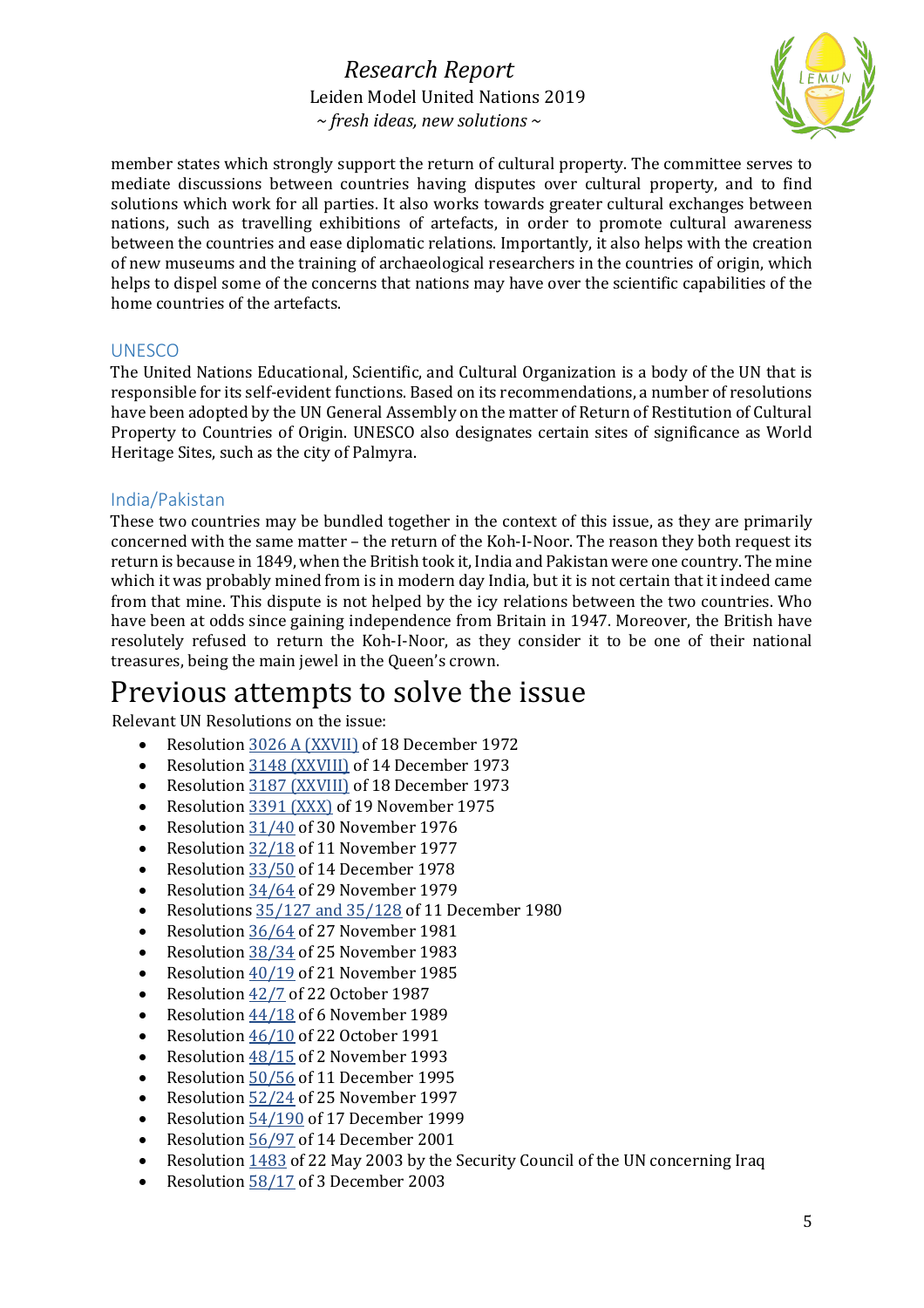member states which strongly support the return of cultural property. The committee serves to mediate discussions between countries having disputes over cultural property, and to find solutions which work for all parties. It also works towards greater cultural exchanges between nations, such as travelling exhibitions of artefacts, in order to promote cultural awareness between the countries and ease diplomatic relations. Importantly, it also helps with the creation of new museums and the training of archaeological researchers in the countries of origin, which helps to dispel some of the concerns that nations may have over the scientific capabilities of the home countries of the artefacts.

### UNESCO

The United Nations Educational, Scientific, and Cultural Organization is a body of the UN that is responsible for its self-evident functions. Based on its recommendations, a number of resolutions have been adopted by the UN General Assembly on the matter of Return of Restitution of Cultural Property to Countries of Origin. UNESCO also designates certain sites of significance as World Heritage Sites, such as the city of Palmyra.

### India/Pakistan

These two countries may be bundled together in the context of this issue, as they are primarily concerned with the same matter – the return of the Koh-I-Noor. The reason they both request its return is because in 1849, when the British took it, India and Pakistan were one country. The mine which it was probably mined from is in modern day India, but it is not certain that it indeed came from that mine. This dispute is not helped by the icy relations between the two countries. Who have been at odds since gaining independence from Britain in 1947. Moreover, the British have resolutely refused to return the Koh-I-Noor, as they consider it to be one of their national treasures, being the main jewel in the Queen's crown.

# Previous attempts to solve the issue

Relevant UN Resolutions on the issue:

- Resolution 3026 A (XXVII) of 18 December 1972
- Resolution 3148 (XXVIII) of 14 December 1973
- Resolution 3187 (XXVIII) of 18 December 1973
- Resolution 3391 (XXX) of 19 November 1975
- Resolution 31/40 of 30 November 1976
- Resolution 32/18 of 11 November 1977
- Resolution 33/50 of 14 December 1978
- Resolution 34/64 of 29 November 1979
- Resolutions 35/127 and 35/128 of 11 December 1980
- Resolution 36/64 of 27 November 1981
- Resolution 38/34 of 25 November 1983
- Resolution 40/19 of 21 November 1985
- Resolution 42/7 of 22 October 1987
- Resolution 44/18 of 6 November 1989
- Resolution 46/10 of 22 October 1991
- Resolution 48/15 of 2 November 1993
- Resolution 50/56 of 11 December 1995
- Resolution 52/24 of 25 November 1997
- Resolution 54/190 of 17 December 1999
- Resolution 56/97 of 14 December 2001
- Resolution 1483 of 22 May 2003 by the Security Council of the UN concerning Iraq
- Resolution 58/17 of 3 December 2003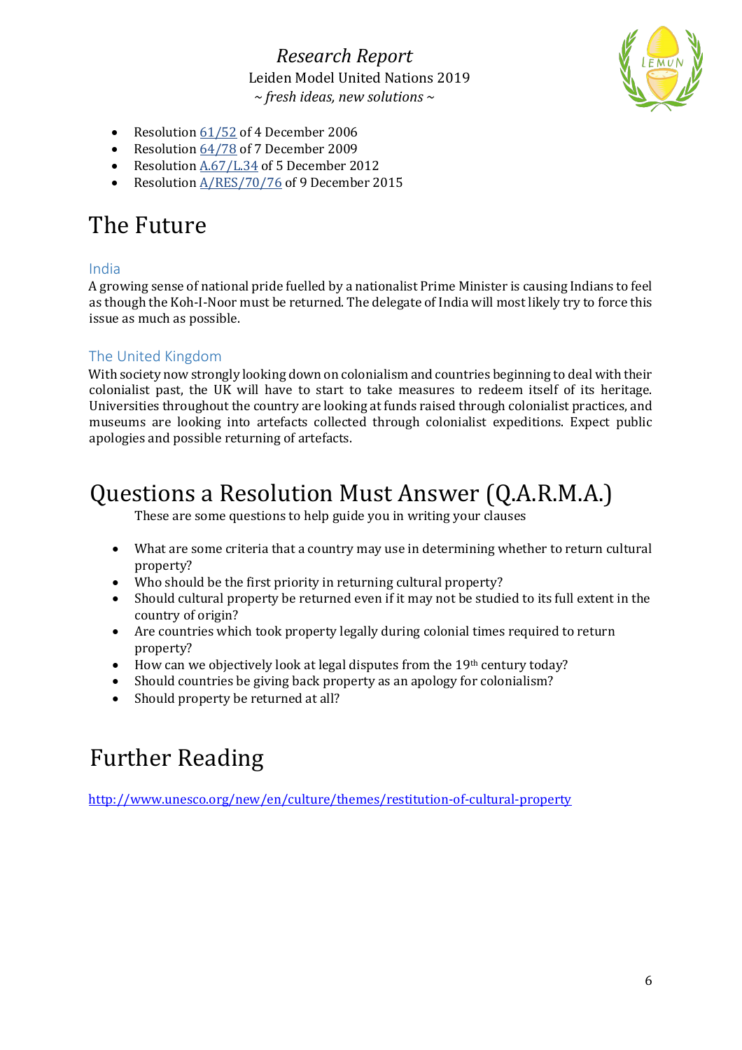- Resolution 61/52 of 4 December 2006
- Resolution 64/78 of 7 December 2009
- Resolution A.67/L.34 of 5 December 2012
- Resolution A/RES/70/76 of 9 December 2015

# The Future

### India

A growing sense of national pride fuelled by a nationalist Prime Minister is causing Indians to feel as though the Koh-I-Noor must be returned. The delegate of India will most likely try to force this issue as much as possible.

### The United Kingdom

With society now strongly looking down on colonialism and countries beginning to deal with their colonialist past, the UK will have to start to take measures to redeem itself of its heritage. Universities throughout the country are looking at funds raised through colonialist practices, and museums are looking into artefacts collected through colonialist expeditions. Expect public apologies and possible returning of artefacts.

# Questions a Resolution Must Answer (Q.A.R.M.A.)

These are some questions to help guide you in writing your clauses

- What are some criteria that a country may use in determining whether to return cultural property?
- Who should be the first priority in returning cultural property?
- Should cultural property be returned even if it may not be studied to its full extent in the country of origin?
- Are countries which took property legally during colonial times required to return property?
- How can we objectively look at legal disputes from the 19th century today?
- Should countries be giving back property as an apology for colonialism?
- Should property be returned at all?

# Further Reading

http://www.unesco.org/new/en/culture/themes/restitution-of-cultural-property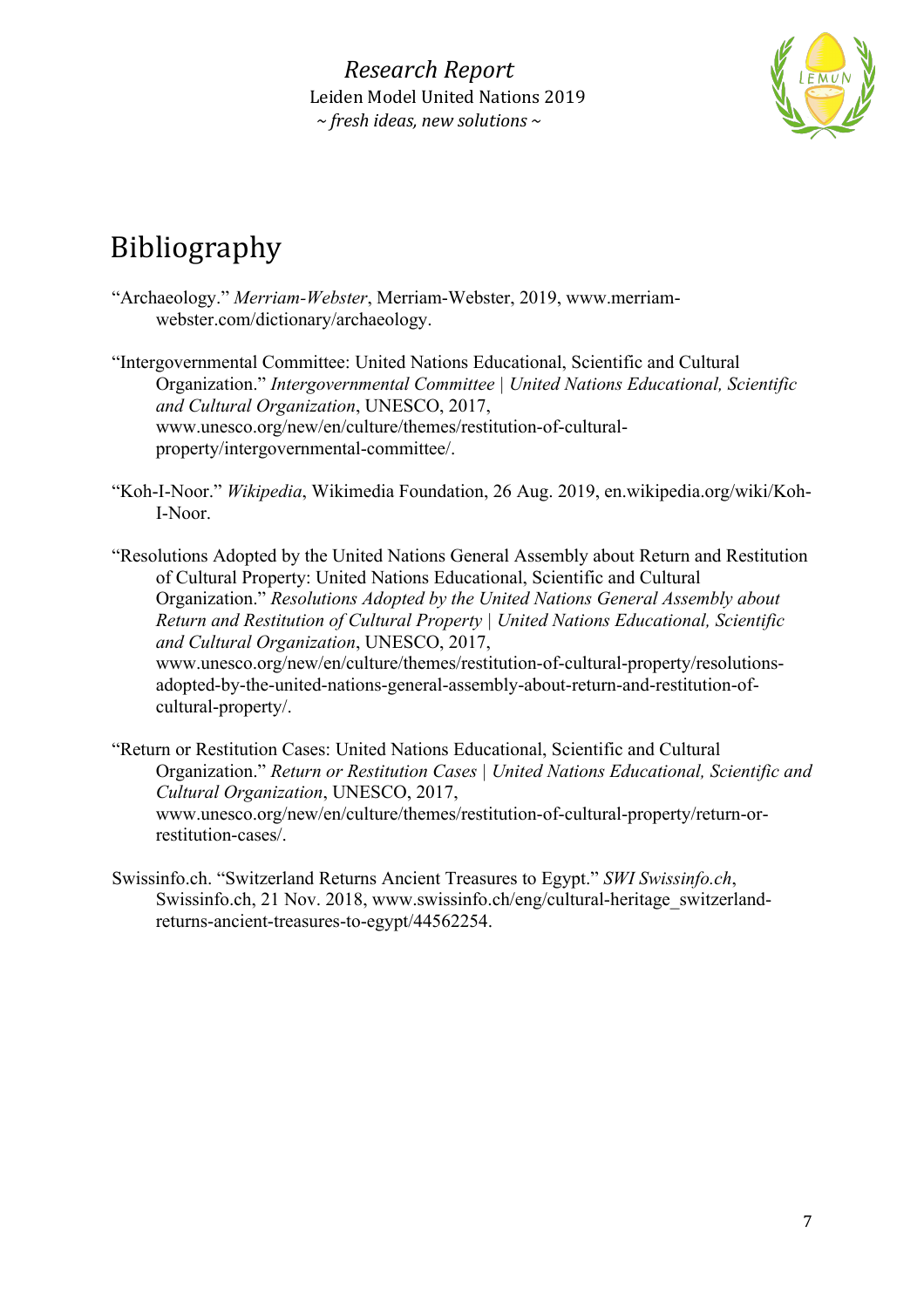# Bibliography

"Archaeology." *Merriam-Webster*, Merriam-Webster, 2019, www.merriam-webster.com/dictionary/archaeology.

"Intergovernmental Committee: United Nations Educational, Scientific and Cultural Organization." *Intergovernmental Committee | United Nations Educational, Scientific and Cultural Organization*, UNESCO, 2017, www.unesco.org/new/en/culture/themes/restitution-of-cultural-property/intergovernmental-committee/.

"Koh-I-Noor." *Wikipedia*, Wikimedia Foundation, 26 Aug. 2019, en.wikipedia.org/wiki/Koh-I-Noor.

"Resolutions Adopted by the United Nations General Assembly about Return and Restitution of Cultural Property: United Nations Educational, Scientific and Cultural Organization." *Resolutions Adopted by the United Nations General Assembly about Return and Restitution of Cultural Property | United Nations Educational, Scientific and Cultural Organization*, UNESCO, 2017, www.unesco.org/new/en/culture/themes/restitution-of-cultural-property/resolutions-adopted-by-the-united-nations-general-assembly-about-return-and-restitution-of-cultural-property/.

"Return or Restitution Cases: United Nations Educational, Scientific and Cultural Organization." *Return or Restitution Cases | United Nations Educational, Scientific and Cultural Organization*, UNESCO, 2017, www.unesco.org/new/en/culture/themes/restitution-of-cultural-property/return-or-restitution-cases/.

Swissinfo.ch. "Switzerland Returns Ancient Treasures to Egypt." *SWI Swissinfo.ch*, Swissinfo.ch, 21 Nov. 2018, www.swissinfo.ch/eng/cultural-heritage_switzerland-returns-ancient-treasures-to-egypt/44562254.